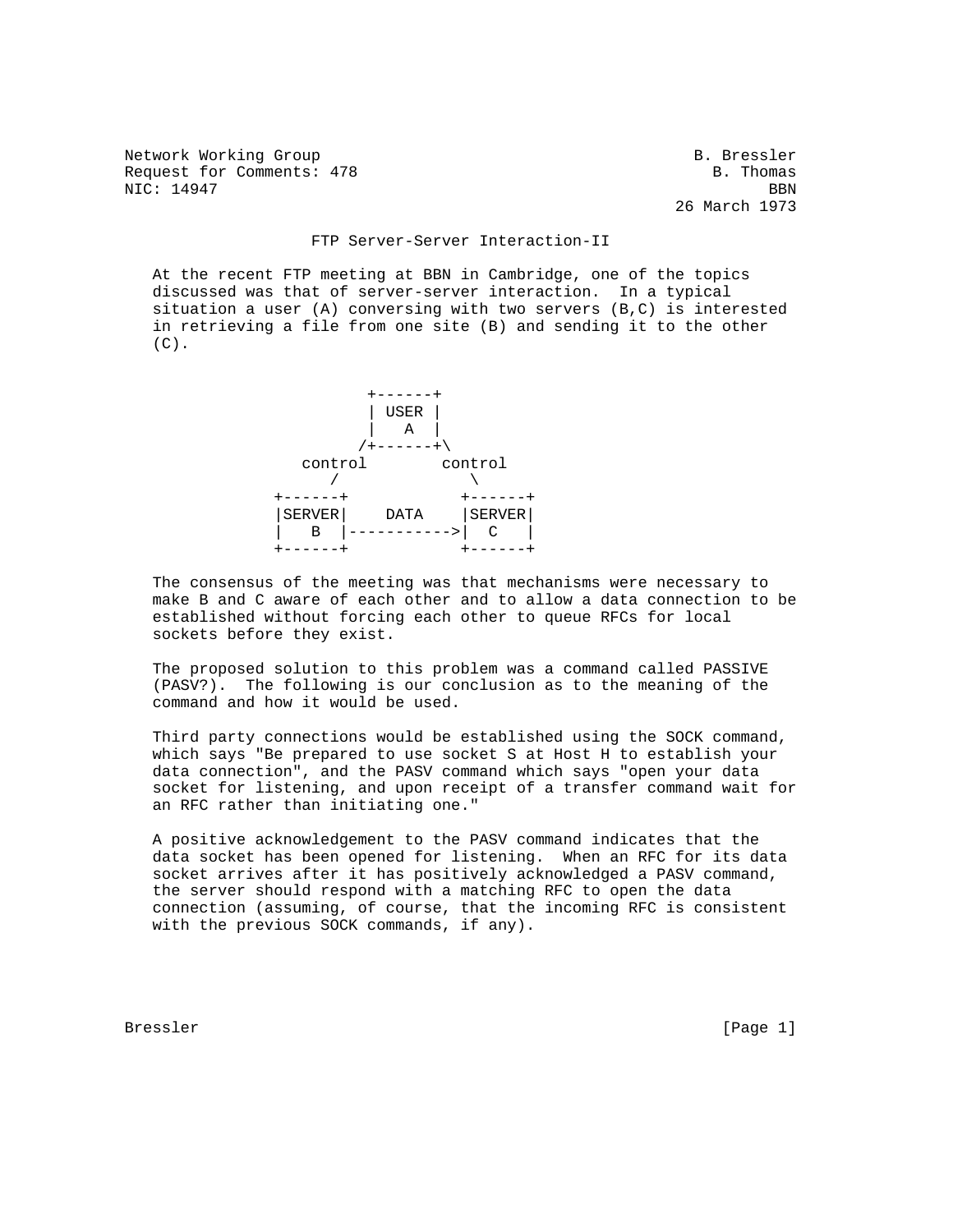Network Working Group B. Bressler
Request for Comments: 478 B. Thomas
NIC: 14947 BBN
26 March 1973

# FTP Server-Server Interaction-II

At the recent FTP meeting at BBN in Cambridge, one of the topics discussed was that of server-server interaction. In a typical situation a user (A) conversing with two servers (B,C) is interested in retrieving a file from one site (B) and sending it to the other (C).

```
                 +------+
                 | USER |
                 |   A  |
                /+------+\
         control          control
            /                \
      +------+            +------+
      |SERVER|    DATA    |SERVER|
      |   B  |----------->|  C   |
      +------+            +------+
```

The consensus of the meeting was that mechanisms were necessary to make B and C aware of each other and to allow a data connection to be established without forcing each other to queue RFCs for local sockets before they exist.

The proposed solution to this problem was a command called PASSIVE (PASV?). The following is our conclusion as to the meaning of the command and how it would be used.

Third party connections would be established using the SOCK command, which says "Be prepared to use socket S at Host H to establish your data connection", and the PASV command which says "open your data socket for listening, and upon receipt of a transfer command wait for an RFC rather than initiating one."

A positive acknowledgement to the PASV command indicates that the data socket has been opened for listening. When an RFC for its data socket arrives after it has positively acknowledged a PASV command, the server should respond with a matching RFC to open the data connection (assuming, of course, that the incoming RFC is consistent with the previous SOCK commands, if any).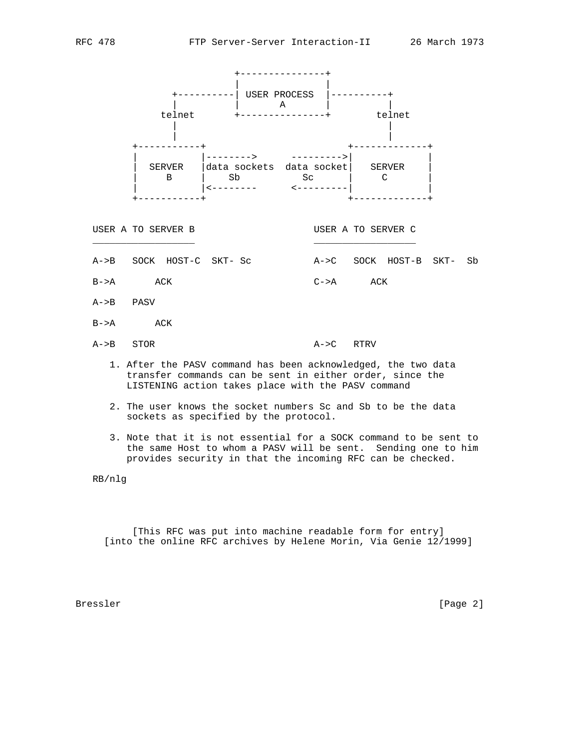```
                         +---------------+
                         |               |
              +----------| USER PROCESS  |----------+
              |          |       A       |          |
            telnet       +---------------+        telnet
              |                                     |
              |                                     |
         +-----------+                        +-------------+
         |           |-------->      --------->|             |
         |  SERVER   |data sockets  data socket|   SERVER    |
         |     B     |    Sb          Sc       |     C       |
         |           |<--------      <---------|             |
         +-----------+                        +-------------+
```

| USER A TO SERVER B | | USER A TO SERVER C | |
|---|---|---|---|
| A->B | SOCK HOST-C SKT- Sc | A->C | SOCK HOST-B SKT- Sb |
| B->A | ACK | C->A | ACK |
| A->B | PASV | | |
| B->A | ACK | | |
| A->B | STOR | A->C | RTRV |

1. After the PASV command has been acknowledged, the two data transfer commands can be sent in either order, since the LISTENING action takes place with the PASV command

2. The user knows the socket numbers Sc and Sb to be the data sockets as specified by the protocol.

3. Note that it is not essential for a SOCK command to be sent to the same Host to whom a PASV will be sent. Sending one to him provides security in that the incoming RFC can be checked.

RB/nlg

[This RFC was put into machine readable form for entry]
[into the online RFC archives by Helene Morin, Via Genie 12/1999]